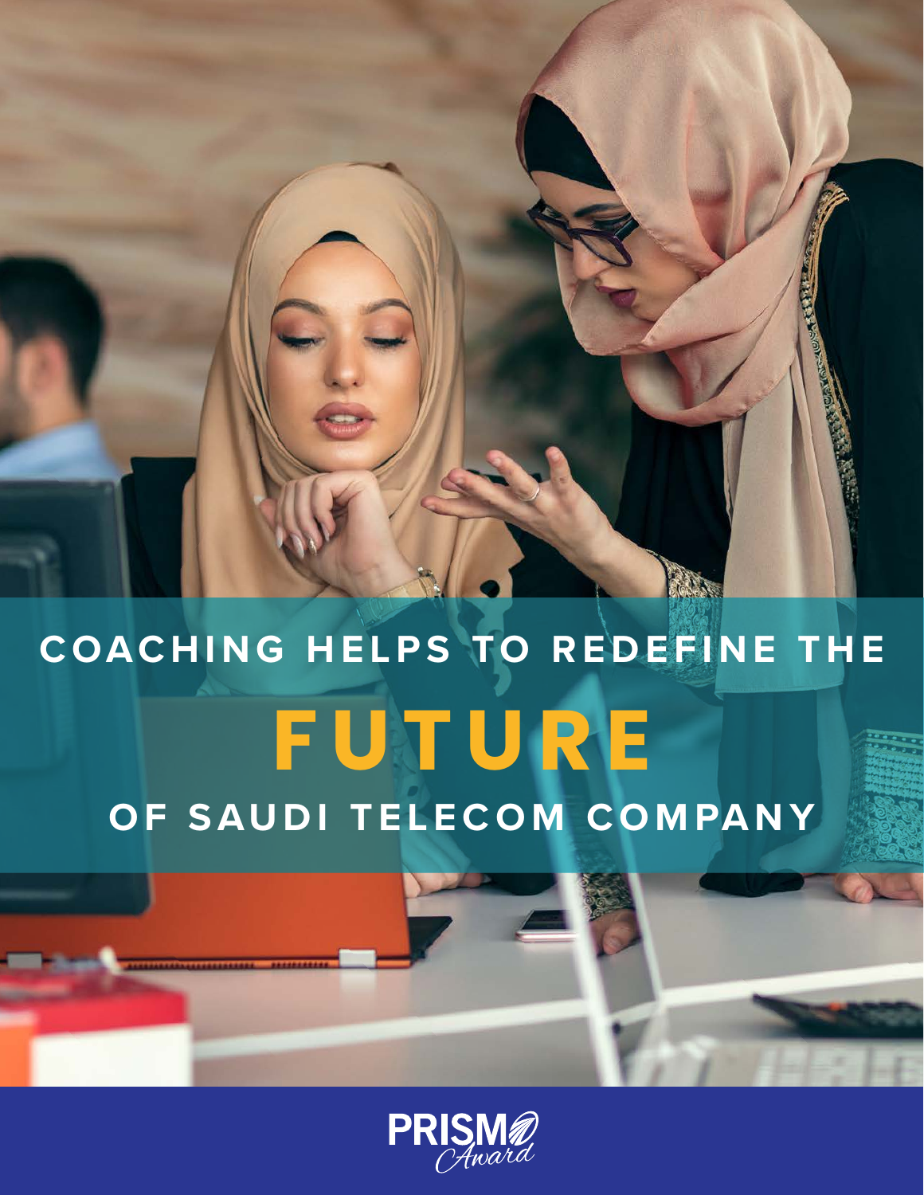# COACHING HELPS TO REDEFINE THE FUTURE OF SAUDI TELECOM COMPANY

PRISM Award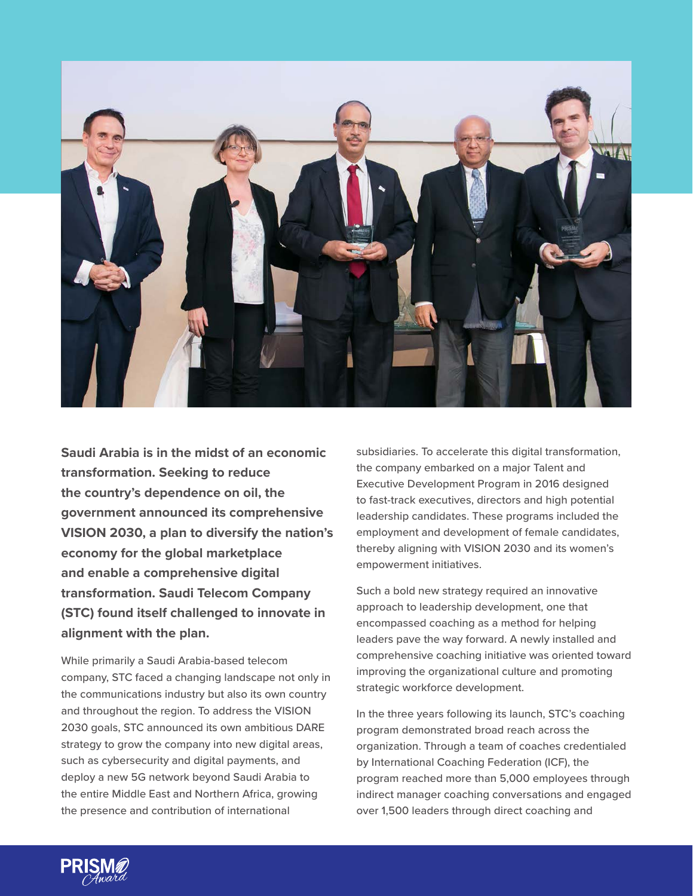**Saudi Arabia is in the midst of an economic transformation. Seeking to reduce the country's dependence on oil, the government announced its comprehensive VISION 2030, a plan to diversify the nation's economy for the global marketplace and enable a comprehensive digital transformation. Saudi Telecom Company (STC) found itself challenged to innovate in alignment with the plan.**

While primarily a Saudi Arabia-based telecom company, STC faced a changing landscape not only in the communications industry but also its own country and throughout the region. To address the VISION 2030 goals, STC announced its own ambitious DARE strategy to grow the company into new digital areas, such as cybersecurity and digital payments, and deploy a new 5G network beyond Saudi Arabia to the entire Middle East and Northern Africa, growing the presence and contribution of international subsidiaries. To accelerate this digital transformation, the company embarked on a major Talent and Executive Development Program in 2016 designed to fast-track executives, directors and high potential leadership candidates. These programs included the employment and development of female candidates, thereby aligning with VISION 2030 and its women's empowerment initiatives.

Such a bold new strategy required an innovative approach to leadership development, one that encompassed coaching as a method for helping leaders pave the way forward. A newly installed and comprehensive coaching initiative was oriented toward improving the organizational culture and promoting strategic workforce development.

In the three years following its launch, STC's coaching program demonstrated broad reach across the organization. Through a team of coaches credentialed by International Coaching Federation (ICF), the program reached more than 5,000 employees through indirect manager coaching conversations and engaged over 1,500 leaders through direct coaching and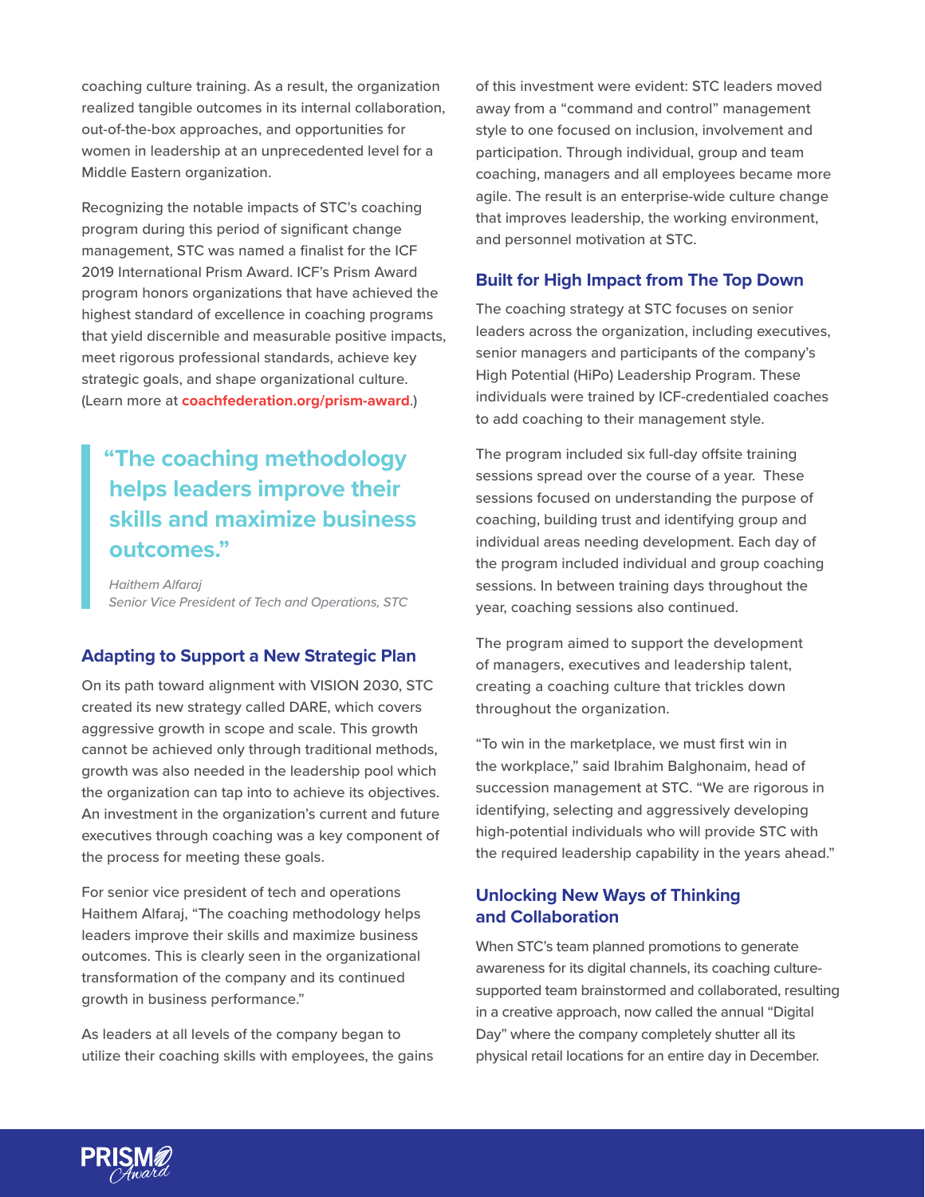coaching culture training. As a result, the organization realized tangible outcomes in its internal collaboration, out-of-the-box approaches, and opportunities for women in leadership at an unprecedented level for a Middle Eastern organization.

Recognizing the notable impacts of STC's coaching program during this period of significant change management, STC was named a finalist for the ICF 2019 International Prism Award. ICF's Prism Award program honors organizations that have achieved the highest standard of excellence in coaching programs that yield discernible and measurable positive impacts, meet rigorous professional standards, achieve key strategic goals, and shape organizational culture. (Learn more at **coachfederation.org/prism-award**.)

> **"The coaching methodology helps leaders improve their skills and maximize business outcomes."**
>
> *Haithem Alfaraj*
> *Senior Vice President of Tech and Operations, STC*

## Adapting to Support a New Strategic Plan

On its path toward alignment with VISION 2030, STC created its new strategy called DARE, which covers aggressive growth in scope and scale. This growth cannot be achieved only through traditional methods, growth was also needed in the leadership pool which the organization can tap into to achieve its objectives. An investment in the organization's current and future executives through coaching was a key component of the process for meeting these goals.

For senior vice president of tech and operations Haithem Alfaraj, "The coaching methodology helps leaders improve their skills and maximize business outcomes. This is clearly seen in the organizational transformation of the company and its continued growth in business performance."

As leaders at all levels of the company began to utilize their coaching skills with employees, the gains of this investment were evident: STC leaders moved away from a "command and control" management style to one focused on inclusion, involvement and participation. Through individual, group and team coaching, managers and all employees became more agile. The result is an enterprise-wide culture change that improves leadership, the working environment, and personnel motivation at STC.

## Built for High Impact from The Top Down

The coaching strategy at STC focuses on senior leaders across the organization, including executives, senior managers and participants of the company's High Potential (HiPo) Leadership Program. These individuals were trained by ICF-credentialed coaches to add coaching to their management style.

The program included six full-day offsite training sessions spread over the course of a year. These sessions focused on understanding the purpose of coaching, building trust and identifying group and individual areas needing development. Each day of the program included individual and group coaching sessions. In between training days throughout the year, coaching sessions also continued.

The program aimed to support the development of managers, executives and leadership talent, creating a coaching culture that trickles down throughout the organization.

"To win in the marketplace, we must first win in the workplace," said Ibrahim Balghonaim, head of succession management at STC. "We are rigorous in identifying, selecting and aggressively developing high-potential individuals who will provide STC with the required leadership capability in the years ahead."

## Unlocking New Ways of Thinking and Collaboration

When STC's team planned promotions to generate awareness for its digital channels, its coaching culture-supported team brainstormed and collaborated, resulting in a creative approach, now called the annual "Digital Day" where the company completely shutter all its physical retail locations for an entire day in December.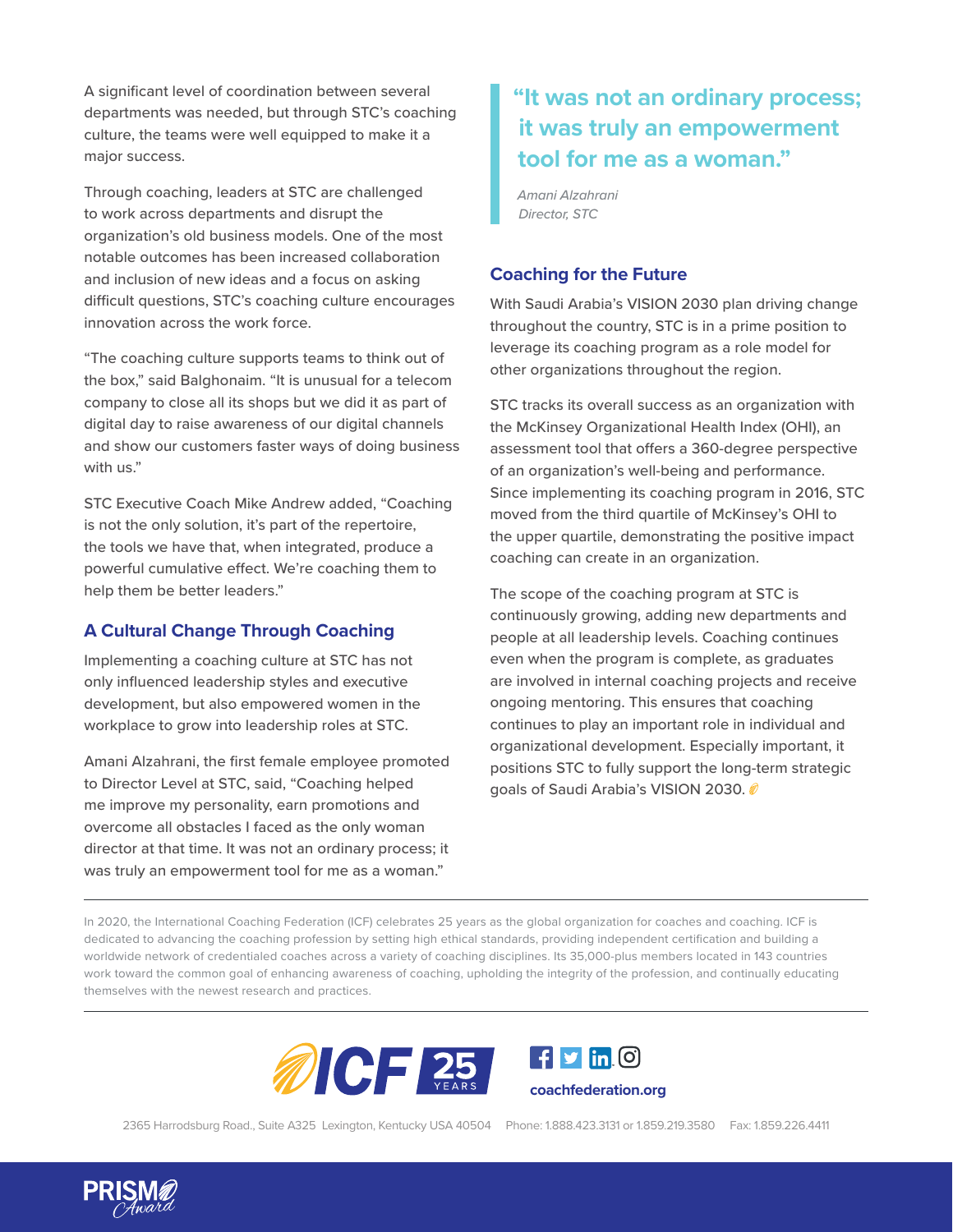A significant level of coordination between several departments was needed, but through STC's coaching culture, the teams were well equipped to make it a major success.

Through coaching, leaders at STC are challenged to work across departments and disrupt the organization's old business models. One of the most notable outcomes has been increased collaboration and inclusion of new ideas and a focus on asking difficult questions, STC's coaching culture encourages innovation across the work force.

"The coaching culture supports teams to think out of the box," said Balghonaim. "It is unusual for a telecom company to close all its shops but we did it as part of digital day to raise awareness of our digital channels and show our customers faster ways of doing business with us."

STC Executive Coach Mike Andrew added, "Coaching is not the only solution, it's part of the repertoire, the tools we have that, when integrated, produce a powerful cumulative effect. We're coaching them to help them be better leaders."

## A Cultural Change Through Coaching

Implementing a coaching culture at STC has not only influenced leadership styles and executive development, but also empowered women in the workplace to grow into leadership roles at STC.

Amani Alzahrani, the first female employee promoted to Director Level at STC, said, "Coaching helped me improve my personality, earn promotions and overcome all obstacles I faced as the only woman director at that time. It was not an ordinary process; it was truly an empowerment tool for me as a woman."

> **"It was not an ordinary process; it was truly an empowerment tool for me as a woman."**
>
> *Amani Alzahrani*
> *Director, STC*

## Coaching for the Future

With Saudi Arabia's VISION 2030 plan driving change throughout the country, STC is in a prime position to leverage its coaching program as a role model for other organizations throughout the region.

STC tracks its overall success as an organization with the McKinsey Organizational Health Index (OHI), an assessment tool that offers a 360-degree perspective of an organization's well-being and performance. Since implementing its coaching program in 2016, STC moved from the third quartile of McKinsey's OHI to the upper quartile, demonstrating the positive impact coaching can create in an organization.

The scope of the coaching program at STC is continuously growing, adding new departments and people at all leadership levels. Coaching continues even when the program is complete, as graduates are involved in internal coaching projects and receive ongoing mentoring. This ensures that coaching continues to play an important role in individual and organizational development. Especially important, it positions STC to fully support the long-term strategic goals of Saudi Arabia's VISION 2030.

---

In 2020, the International Coaching Federation (ICF) celebrates 25 years as the global organization for coaches and coaching. ICF is dedicated to advancing the coaching profession by setting high ethical standards, providing independent certification and building a worldwide network of credentialed coaches across a variety of coaching disciplines. Its 35,000-plus members located in 143 countries work toward the common goal of enhancing awareness of coaching, upholding the integrity of the profession, and continually educating themselves with the newest research and practices.

---

ICF 25 YEARS

coachfederation.org

2365 Harrodsburg Road., Suite A325 Lexington, Kentucky USA 40504 Phone: 1.888.423.3131 or 1.859.219.3580 Fax: 1.859.226.4411

PRISM Award